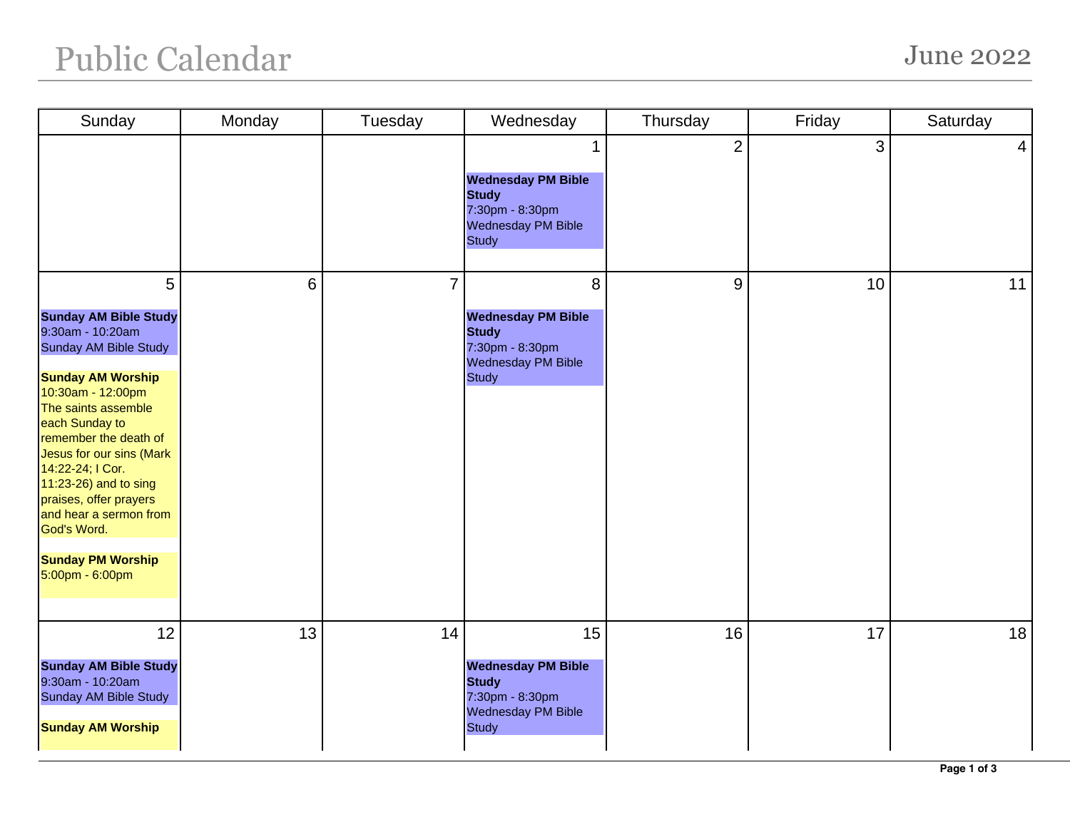# Public Calendar

June 2022

| Sunday | Monday | Tuesday | Wednesday | Thursday | Friday | Saturday |
|---|---|---|---|---|---|---|
| | | | 1<br><br>**Wednesday PM Bible Study**<br>7:30pm - 8:30pm<br>Wednesday PM Bible Study | 2 | 3 | 4 |
| 5<br><br>**Sunday AM Bible Study**<br>9:30am - 10:20am<br>Sunday AM Bible Study<br><br>**Sunday AM Worship**<br>10:30am - 12:00pm<br>The saints assemble each Sunday to remember the death of Jesus for our sins (Mark 14:22-24; I Cor. 11:23-26) and to sing praises, offer prayers and hear a sermon from God's Word.<br><br>**Sunday PM Worship**<br>5:00pm - 6:00pm | 6 | 7 | 8<br><br>**Wednesday PM Bible Study**<br>7:30pm - 8:30pm<br>Wednesday PM Bible Study | 9 | 10 | 11 |
| 12<br><br>**Sunday AM Bible Study**<br>9:30am - 10:20am<br>Sunday AM Bible Study<br><br>**Sunday AM Worship** | 13 | 14 | 15<br><br>**Wednesday PM Bible Study**<br>7:30pm - 8:30pm<br>Wednesday PM Bible Study | 16 | 17 | 18 |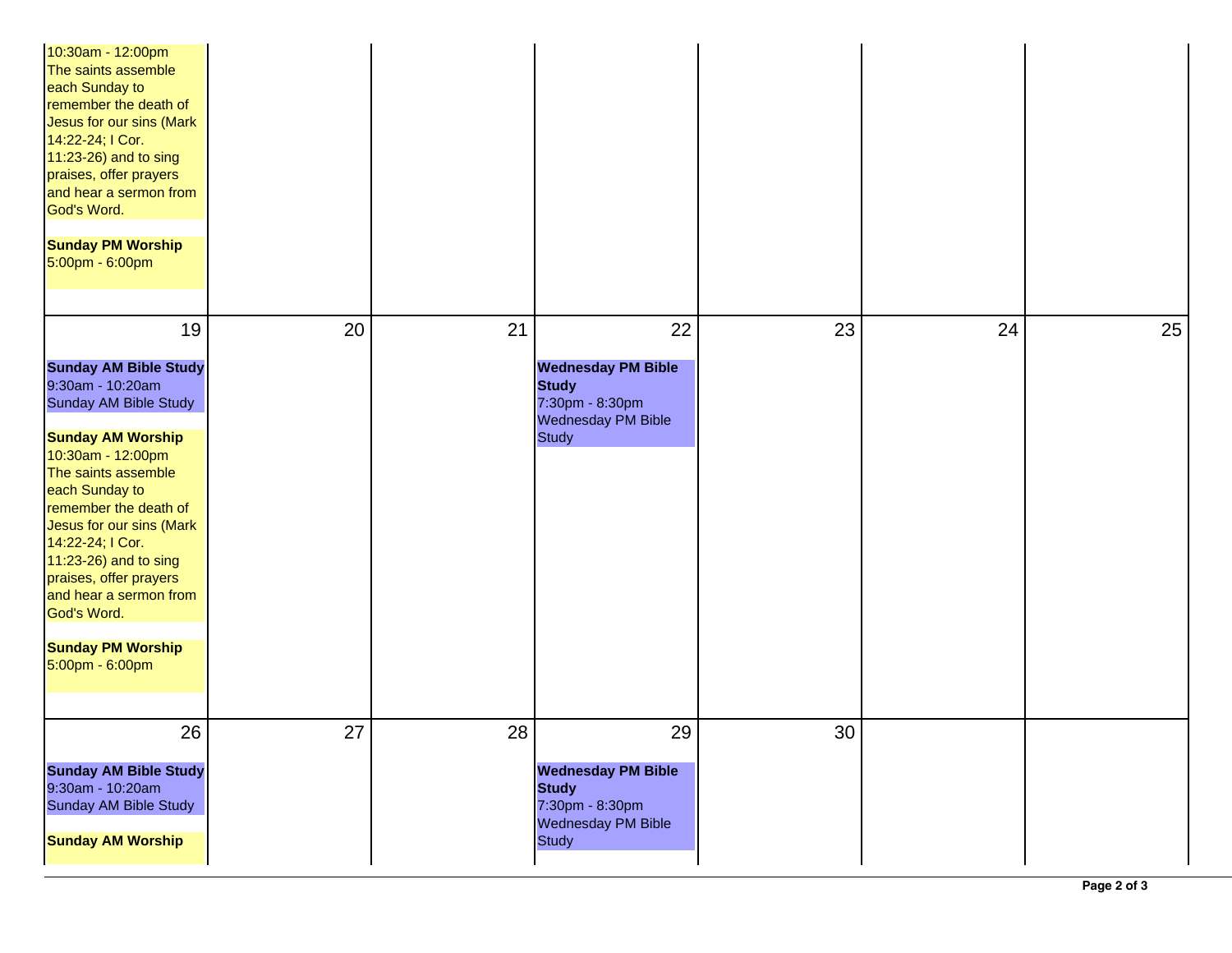| | | | | | | |
|---|---|---|---|---|---|---|
| 10:30am - 12:00pm<br>The saints assemble each Sunday to remember the death of Jesus for our sins (Mark 14:22-24; I Cor. 11:23-26) and to sing praises, offer prayers and hear a sermon from God's Word.<br><br>**Sunday PM Worship**<br>5:00pm - 6:00pm | | | | | | |
| 19<br><br>**Sunday AM Bible Study**<br>9:30am - 10:20am<br>Sunday AM Bible Study<br><br>**Sunday AM Worship**<br>10:30am - 12:00pm<br>The saints assemble each Sunday to remember the death of Jesus for our sins (Mark 14:22-24; I Cor. 11:23-26) and to sing praises, offer prayers and hear a sermon from God's Word.<br><br>**Sunday PM Worship**<br>5:00pm - 6:00pm | 20 | 21 | 22<br><br>**Wednesday PM Bible Study**<br>7:30pm - 8:30pm<br>Wednesday PM Bible Study | 23 | 24 | 25 |
| 26<br><br>**Sunday AM Bible Study**<br>9:30am - 10:20am<br>Sunday AM Bible Study<br><br>**Sunday AM Worship** | 27 | 28 | 29<br><br>**Wednesday PM Bible Study**<br>7:30pm - 8:30pm<br>Wednesday PM Bible Study | 30 | | |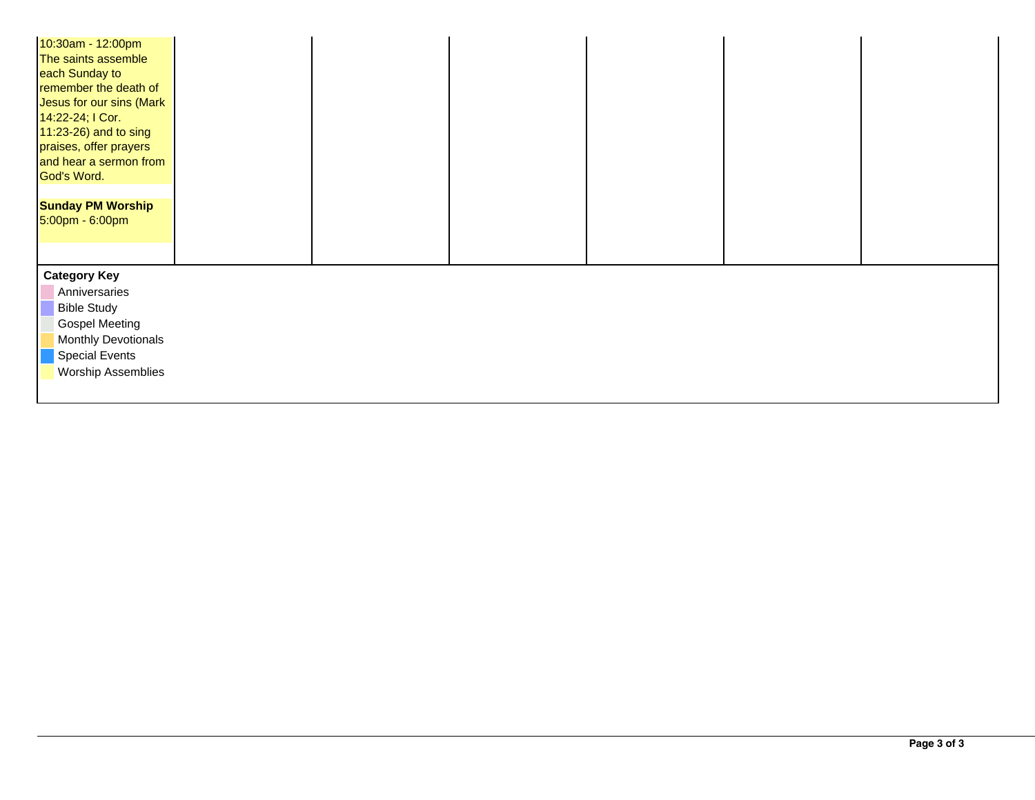| | | | | | | |
|---|---|---|---|---|---|---|
| 10:30am - 12:00pm<br>The saints assemble each Sunday to remember the death of Jesus for our sins (Mark 14:22-24; I Cor. 11:23-26) and to sing praises, offer prayers and hear a sermon from God's Word.<br><br>**Sunday PM Worship**<br>5:00pm - 6:00pm | | | | | | |

**Category Key**

- Anniversaries
- Bible Study
- Gospel Meeting
- Monthly Devotionals
- Special Events
- Worship Assemblies